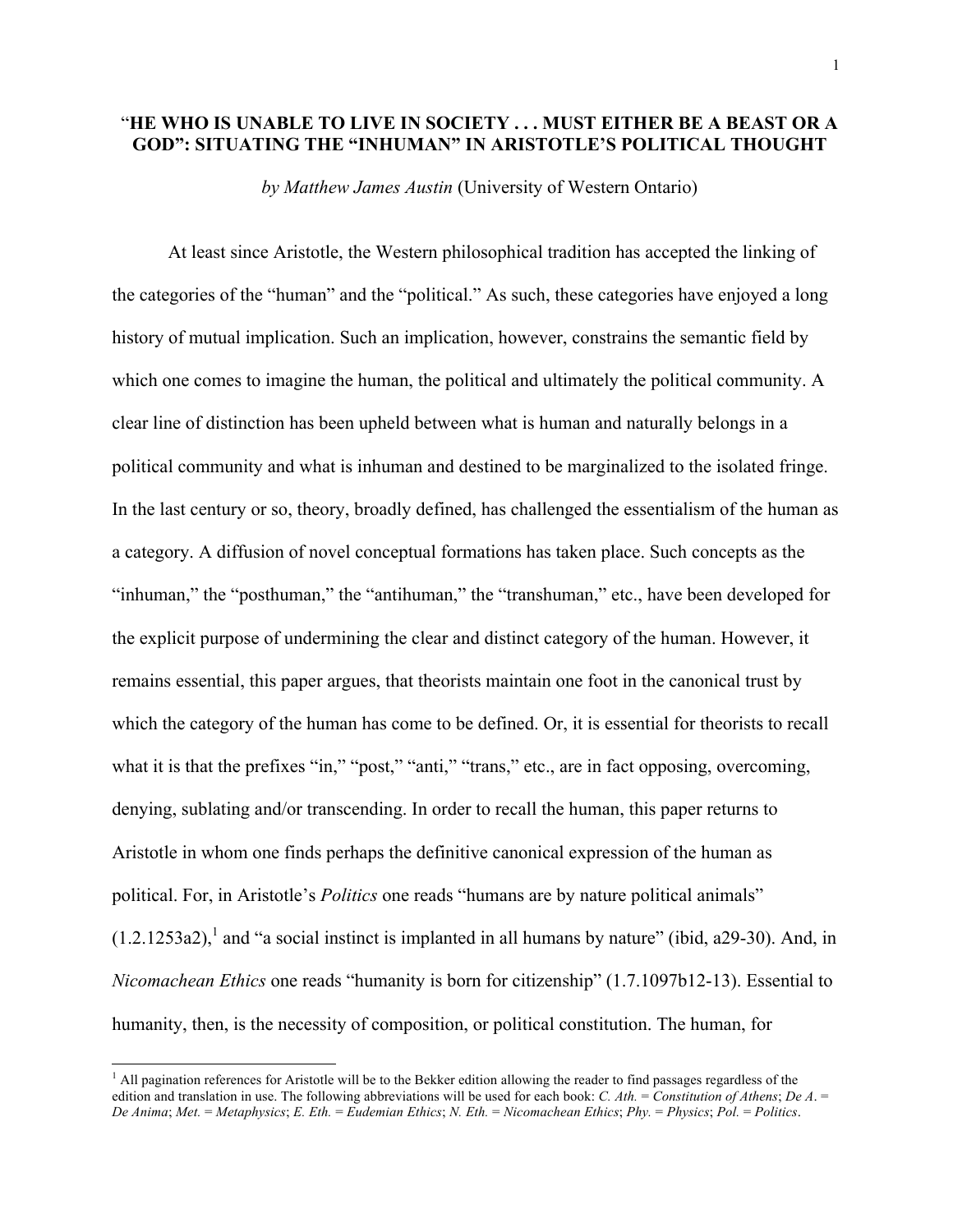# "HE WHO IS UNABLE TO LIVE IN SOCIETY . . . MUST EITHER BE A BEAST OR A GOD": SITUATING THE "INHUMAN" IN ARISTOTLE'S POLITICAL THOUGHT

*by Matthew James Austin* (University of Western Ontario)

At least since Aristotle, the Western philosophical tradition has accepted the linking of the categories of the "human" and the "political." As such, these categories have enjoyed a long history of mutual implication. Such an implication, however, constrains the semantic field by which one comes to imagine the human, the political and ultimately the political community. A clear line of distinction has been upheld between what is human and naturally belongs in a political community and what is inhuman and destined to be marginalized to the isolated fringe. In the last century or so, theory, broadly defined, has challenged the essentialism of the human as a category. A diffusion of novel conceptual formations has taken place. Such concepts as the "inhuman," the "posthuman," the "antihuman," the "transhuman," etc., have been developed for the explicit purpose of undermining the clear and distinct category of the human. However, it remains essential, this paper argues, that theorists maintain one foot in the canonical trust by which the category of the human has come to be defined. Or, it is essential for theorists to recall what it is that the prefixes "in," "post," "anti," "trans," etc., are in fact opposing, overcoming, denying, sublating and/or transcending. In order to recall the human, this paper returns to Aristotle in whom one finds perhaps the definitive canonical expression of the human as political. For, in Aristotle's *Politics* one reads "humans are by nature political animals" (1.2.1253a2),[1] and "a social instinct is implanted in all humans by nature" (ibid, a29-30). And, in *Nicomachean Ethics* one reads "humanity is born for citizenship" (1.7.1097b12-13). Essential to humanity, then, is the necessity of composition, or political constitution. The human, for

[1] All pagination references for Aristotle will be to the Bekker edition allowing the reader to find passages regardless of the edition and translation in use. The following abbreviations will be used for each book: *C. Ath.* = *Constitution of Athens*; *De A.* = *De Anima*; *Met.* = *Metaphysics*; *E. Eth.* = *Eudemian Ethics*; *N. Eth.* = *Nicomachean Ethics*; *Phy.* = *Physics*; *Pol.* = *Politics*.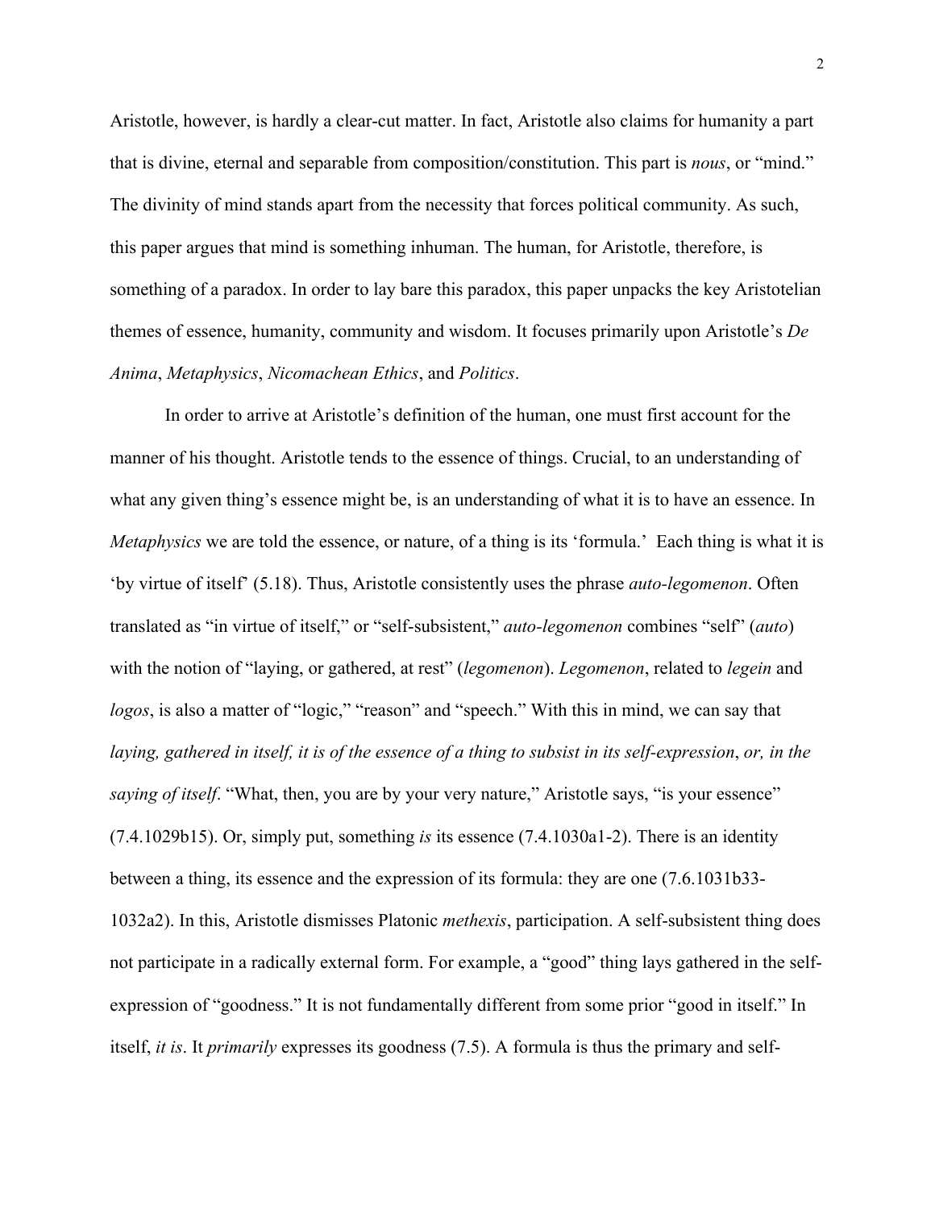Aristotle, however, is hardly a clear-cut matter. In fact, Aristotle also claims for humanity a part that is divine, eternal and separable from composition/constitution. This part is *nous*, or "mind." The divinity of mind stands apart from the necessity that forces political community. As such, this paper argues that mind is something inhuman. The human, for Aristotle, therefore, is something of a paradox. In order to lay bare this paradox, this paper unpacks the key Aristotelian themes of essence, humanity, community and wisdom. It focuses primarily upon Aristotle's *De Anima*, *Metaphysics*, *Nicomachean Ethics*, and *Politics*.

In order to arrive at Aristotle's definition of the human, one must first account for the manner of his thought. Aristotle tends to the essence of things. Crucial, to an understanding of what any given thing's essence might be, is an understanding of what it is to have an essence. In *Metaphysics* we are told the essence, or nature, of a thing is its 'formula.' Each thing is what it is 'by virtue of itself' (5.18). Thus, Aristotle consistently uses the phrase *auto-legomenon*. Often translated as "in virtue of itself," or "self-subsistent," *auto-legomenon* combines "self" (*auto*) with the notion of "laying, or gathered, at rest" (*legomenon*). *Legomenon*, related to *legein* and *logos*, is also a matter of "logic," "reason" and "speech." With this in mind, we can say that *laying, gathered in itself, it is of the essence of a thing to subsist in its self-expression*, *or, in the saying of itself*. "What, then, you are by your very nature," Aristotle says, "is your essence" (7.4.1029b15). Or, simply put, something *is* its essence (7.4.1030a1-2). There is an identity between a thing, its essence and the expression of its formula: they are one (7.6.1031b33-1032a2). In this, Aristotle dismisses Platonic *methexis*, participation. A self-subsistent thing does not participate in a radically external form. For example, a "good" thing lays gathered in the self-expression of "goodness." It is not fundamentally different from some prior "good in itself." In itself, *it is*. It *primarily* expresses its goodness (7.5). A formula is thus the primary and self-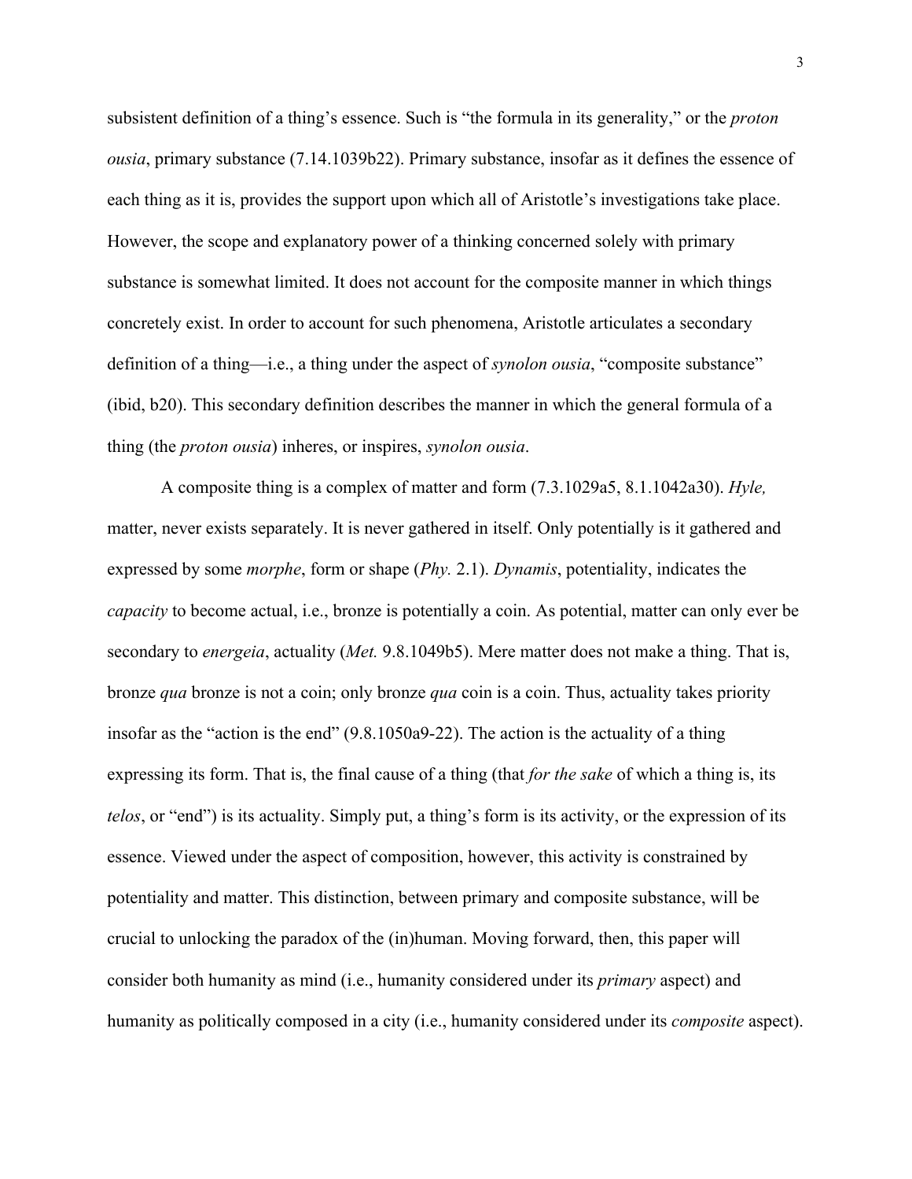subsistent definition of a thing's essence. Such is "the formula in its generality," or the *proton ousia*, primary substance (7.14.1039b22). Primary substance, insofar as it defines the essence of each thing as it is, provides the support upon which all of Aristotle's investigations take place. However, the scope and explanatory power of a thinking concerned solely with primary substance is somewhat limited. It does not account for the composite manner in which things concretely exist. In order to account for such phenomena, Aristotle articulates a secondary definition of a thing—i.e., a thing under the aspect of *synolon ousia*, "composite substance" (ibid, b20). This secondary definition describes the manner in which the general formula of a thing (the *proton ousia*) inheres, or inspires, *synolon ousia*.

A composite thing is a complex of matter and form (7.3.1029a5, 8.1.1042a30). *Hyle,* matter, never exists separately. It is never gathered in itself. Only potentially is it gathered and expressed by some *morphe*, form or shape (*Phy.* 2.1). *Dynamis*, potentiality, indicates the *capacity* to become actual, i.e., bronze is potentially a coin. As potential, matter can only ever be secondary to *energeia*, actuality (*Met.* 9.8.1049b5). Mere matter does not make a thing. That is, bronze *qua* bronze is not a coin; only bronze *qua* coin is a coin. Thus, actuality takes priority insofar as the "action is the end" (9.8.1050a9-22). The action is the actuality of a thing expressing its form. That is, the final cause of a thing (that *for the sake* of which a thing is, its *telos*, or "end") is its actuality. Simply put, a thing's form is its activity, or the expression of its essence. Viewed under the aspect of composition, however, this activity is constrained by potentiality and matter. This distinction, between primary and composite substance, will be crucial to unlocking the paradox of the (in)human. Moving forward, then, this paper will consider both humanity as mind (i.e., humanity considered under its *primary* aspect) and humanity as politically composed in a city (i.e., humanity considered under its *composite* aspect).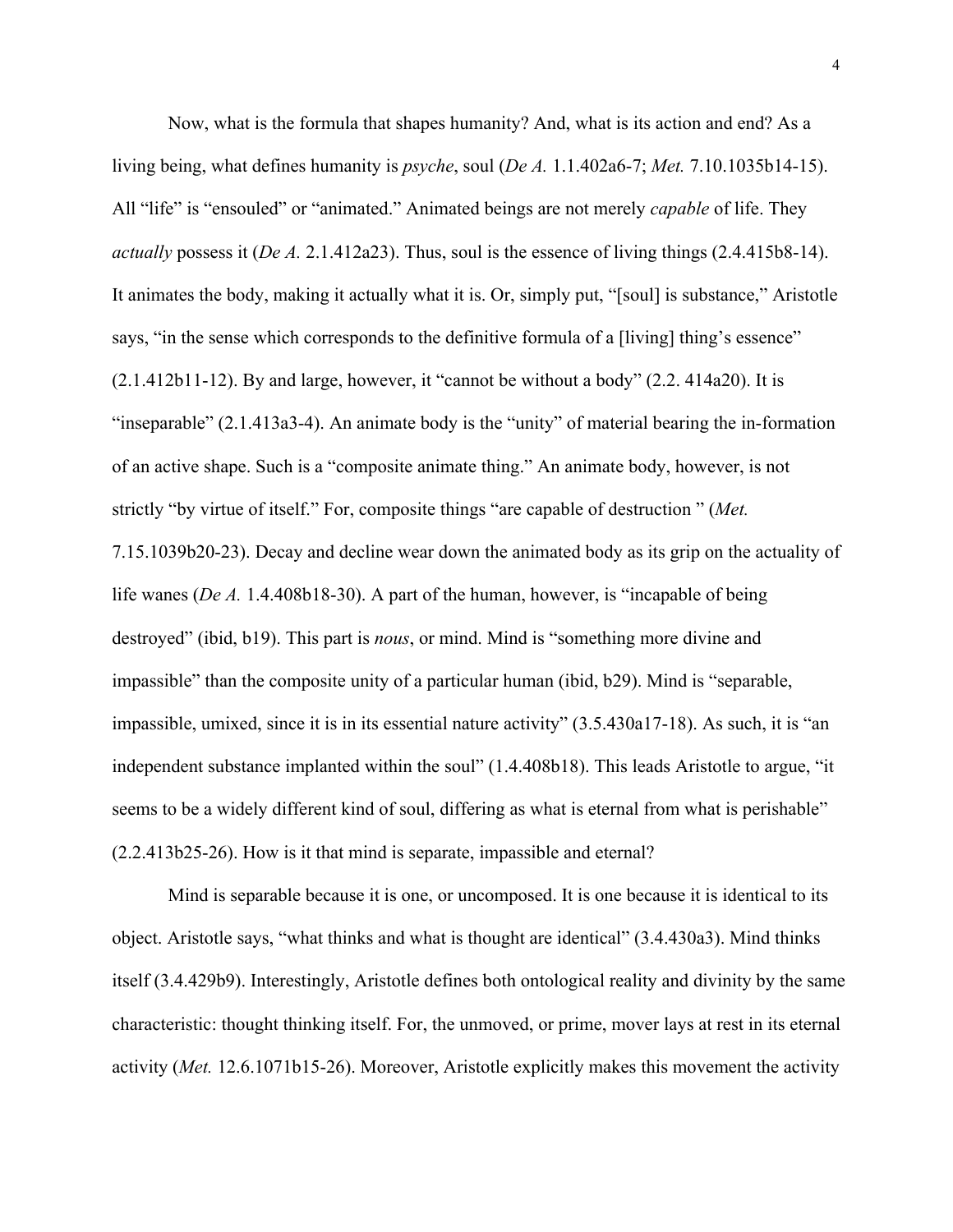Now, what is the formula that shapes humanity? And, what is its action and end? As a living being, what defines humanity is *psyche*, soul (*De A.* 1.1.402a6-7; *Met.* 7.10.1035b14-15). All "life" is "ensouled" or "animated." Animated beings are not merely *capable* of life. They *actually* possess it (*De A.* 2.1.412a23). Thus, soul is the essence of living things (2.4.415b8-14). It animates the body, making it actually what it is. Or, simply put, "[soul] is substance," Aristotle says, "in the sense which corresponds to the definitive formula of a [living] thing's essence" (2.1.412b11-12). By and large, however, it "cannot be without a body" (2.2. 414a20). It is "inseparable" (2.1.413a3-4). An animate body is the "unity" of material bearing the in-formation of an active shape. Such is a "composite animate thing." An animate body, however, is not strictly "by virtue of itself." For, composite things "are capable of destruction " (*Met.* 7.15.1039b20-23). Decay and decline wear down the animated body as its grip on the actuality of life wanes (*De A.* 1.4.408b18-30). A part of the human, however, is "incapable of being destroyed" (ibid, b19). This part is *nous*, or mind. Mind is "something more divine and impassible" than the composite unity of a particular human (ibid, b29). Mind is "separable, impassible, umixed, since it is in its essential nature activity" (3.5.430a17-18). As such, it is "an independent substance implanted within the soul" (1.4.408b18). This leads Aristotle to argue, "it seems to be a widely different kind of soul, differing as what is eternal from what is perishable" (2.2.413b25-26). How is it that mind is separate, impassible and eternal?

Mind is separable because it is one, or uncomposed. It is one because it is identical to its object. Aristotle says, "what thinks and what is thought are identical" (3.4.430a3). Mind thinks itself (3.4.429b9). Interestingly, Aristotle defines both ontological reality and divinity by the same characteristic: thought thinking itself. For, the unmoved, or prime, mover lays at rest in its eternal activity (*Met.* 12.6.1071b15-26). Moreover, Aristotle explicitly makes this movement the activity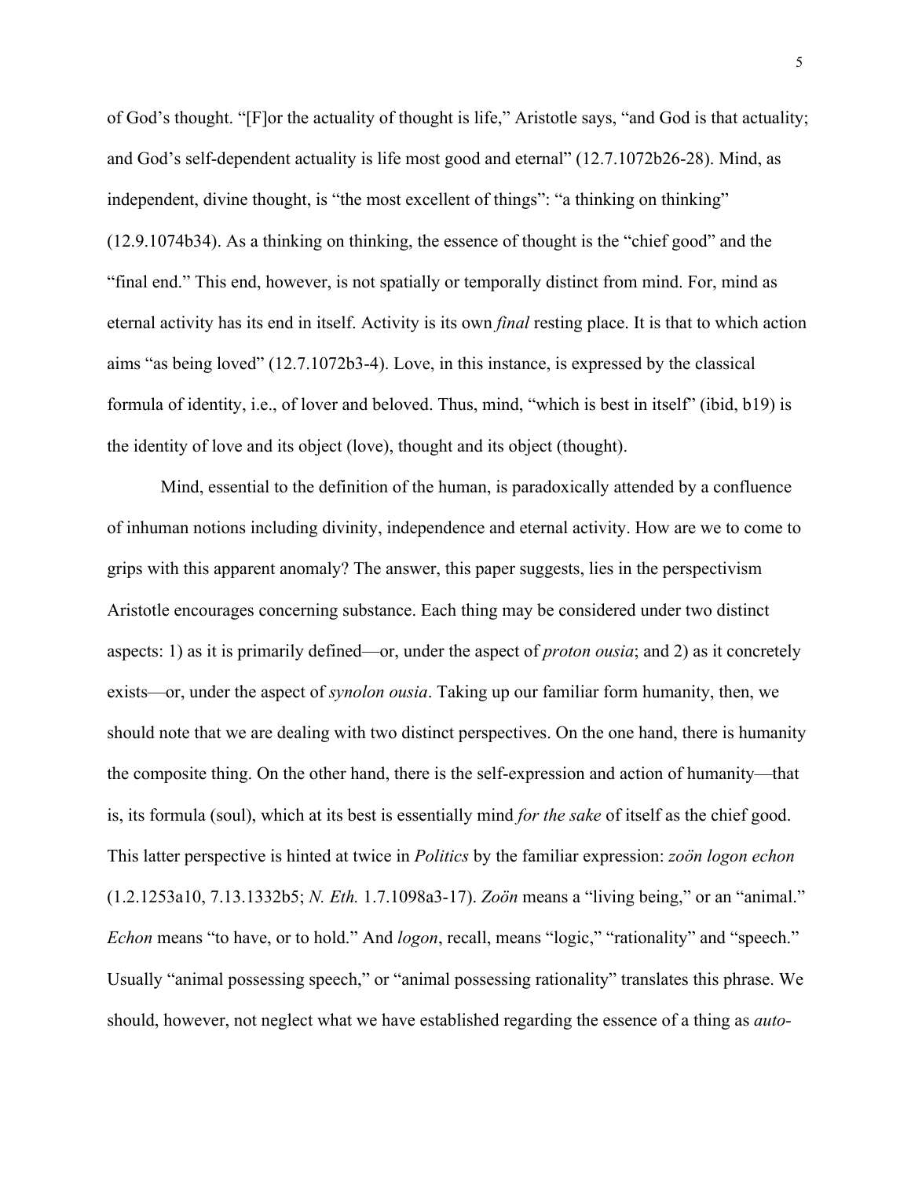of God's thought. "[F]or the actuality of thought is life," Aristotle says, "and God is that actuality; and God's self-dependent actuality is life most good and eternal" (12.7.1072b26-28). Mind, as independent, divine thought, is "the most excellent of things": "a thinking on thinking" (12.9.1074b34). As a thinking on thinking, the essence of thought is the "chief good" and the "final end." This end, however, is not spatially or temporally distinct from mind. For, mind as eternal activity has its end in itself. Activity is its own *final* resting place. It is that to which action aims "as being loved" (12.7.1072b3-4). Love, in this instance, is expressed by the classical formula of identity, i.e., of lover and beloved. Thus, mind, "which is best in itself" (ibid, b19) is the identity of love and its object (love), thought and its object (thought).

Mind, essential to the definition of the human, is paradoxically attended by a confluence of inhuman notions including divinity, independence and eternal activity. How are we to come to grips with this apparent anomaly? The answer, this paper suggests, lies in the perspectivism Aristotle encourages concerning substance. Each thing may be considered under two distinct aspects: 1) as it is primarily defined—or, under the aspect of *proton ousia*; and 2) as it concretely exists—or, under the aspect of *synolon ousia*. Taking up our familiar form humanity, then, we should note that we are dealing with two distinct perspectives. On the one hand, there is humanity the composite thing. On the other hand, there is the self-expression and action of humanity—that is, its formula (soul), which at its best is essentially mind *for the sake* of itself as the chief good. This latter perspective is hinted at twice in *Politics* by the familiar expression: *zoön logon echon* (1.2.1253a10, 7.13.1332b5; *N. Eth.* 1.7.1098a3-17). *Zoön* means a "living being," or an "animal." *Echon* means "to have, or to hold." And *logon*, recall, means "logic," "rationality" and "speech." Usually "animal possessing speech," or "animal possessing rationality" translates this phrase. We should, however, not neglect what we have established regarding the essence of a thing as *auto-*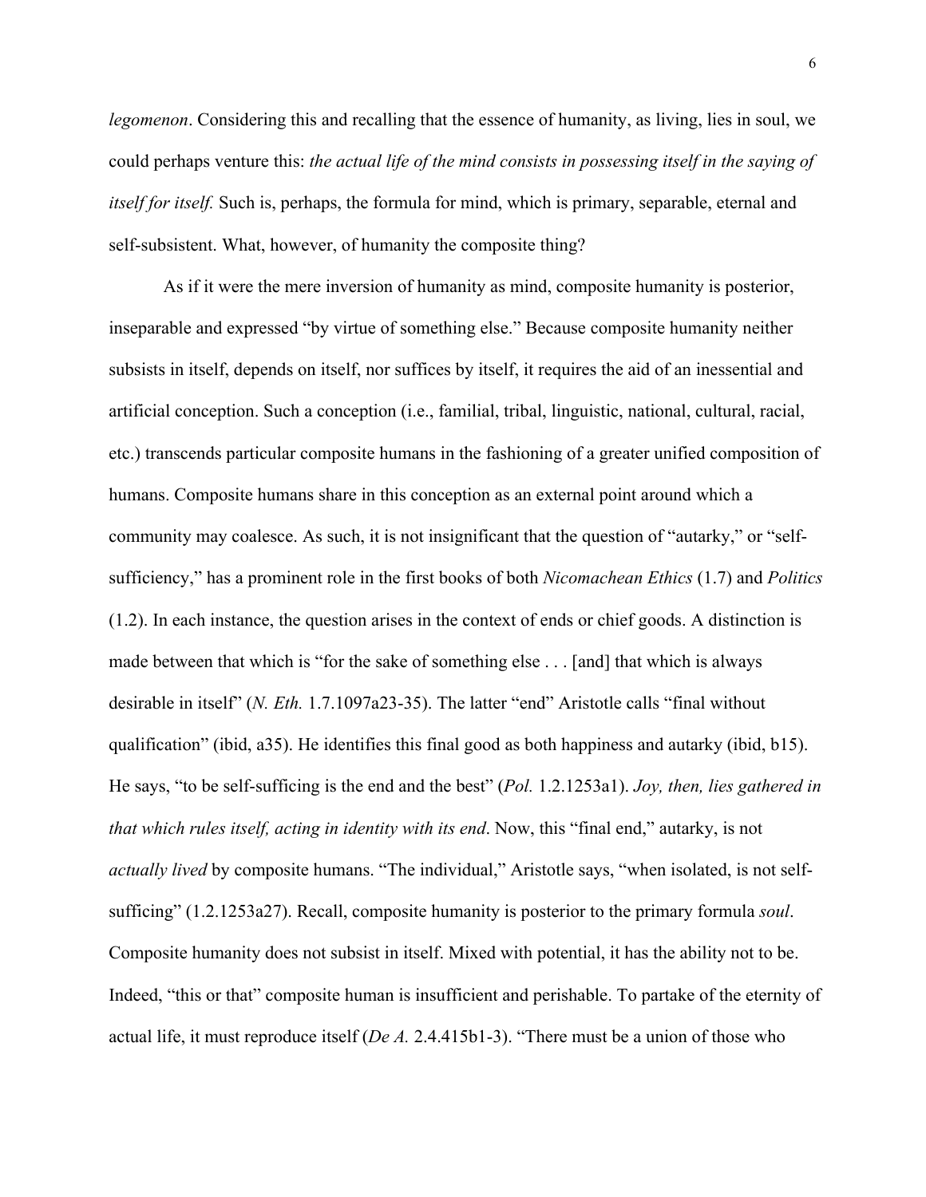*legomenon*. Considering this and recalling that the essence of humanity, as living, lies in soul, we could perhaps venture this: *the actual life of the mind consists in possessing itself in the saying of itself for itself.* Such is, perhaps, the formula for mind, which is primary, separable, eternal and self-subsistent. What, however, of humanity the composite thing?

As if it were the mere inversion of humanity as mind, composite humanity is posterior, inseparable and expressed "by virtue of something else." Because composite humanity neither subsists in itself, depends on itself, nor suffices by itself, it requires the aid of an inessential and artificial conception. Such a conception (i.e., familial, tribal, linguistic, national, cultural, racial, etc.) transcends particular composite humans in the fashioning of a greater unified composition of humans. Composite humans share in this conception as an external point around which a community may coalesce. As such, it is not insignificant that the question of "autarky," or "self-sufficiency," has a prominent role in the first books of both *Nicomachean Ethics* (1.7) and *Politics* (1.2). In each instance, the question arises in the context of ends or chief goods. A distinction is made between that which is "for the sake of something else . . . [and] that which is always desirable in itself" (*N. Eth.* 1.7.1097a23-35). The latter "end" Aristotle calls "final without qualification" (ibid, a35). He identifies this final good as both happiness and autarky (ibid, b15). He says, "to be self-sufficing is the end and the best" (*Pol.* 1.2.1253a1). *Joy, then, lies gathered in that which rules itself, acting in identity with its end*. Now, this "final end," autarky, is not *actually lived* by composite humans. "The individual," Aristotle says, "when isolated, is not self-sufficing" (1.2.1253a27). Recall, composite humanity is posterior to the primary formula *soul*. Composite humanity does not subsist in itself. Mixed with potential, it has the ability not to be. Indeed, "this or that" composite human is insufficient and perishable. To partake of the eternity of actual life, it must reproduce itself (*De A.* 2.4.415b1-3). "There must be a union of those who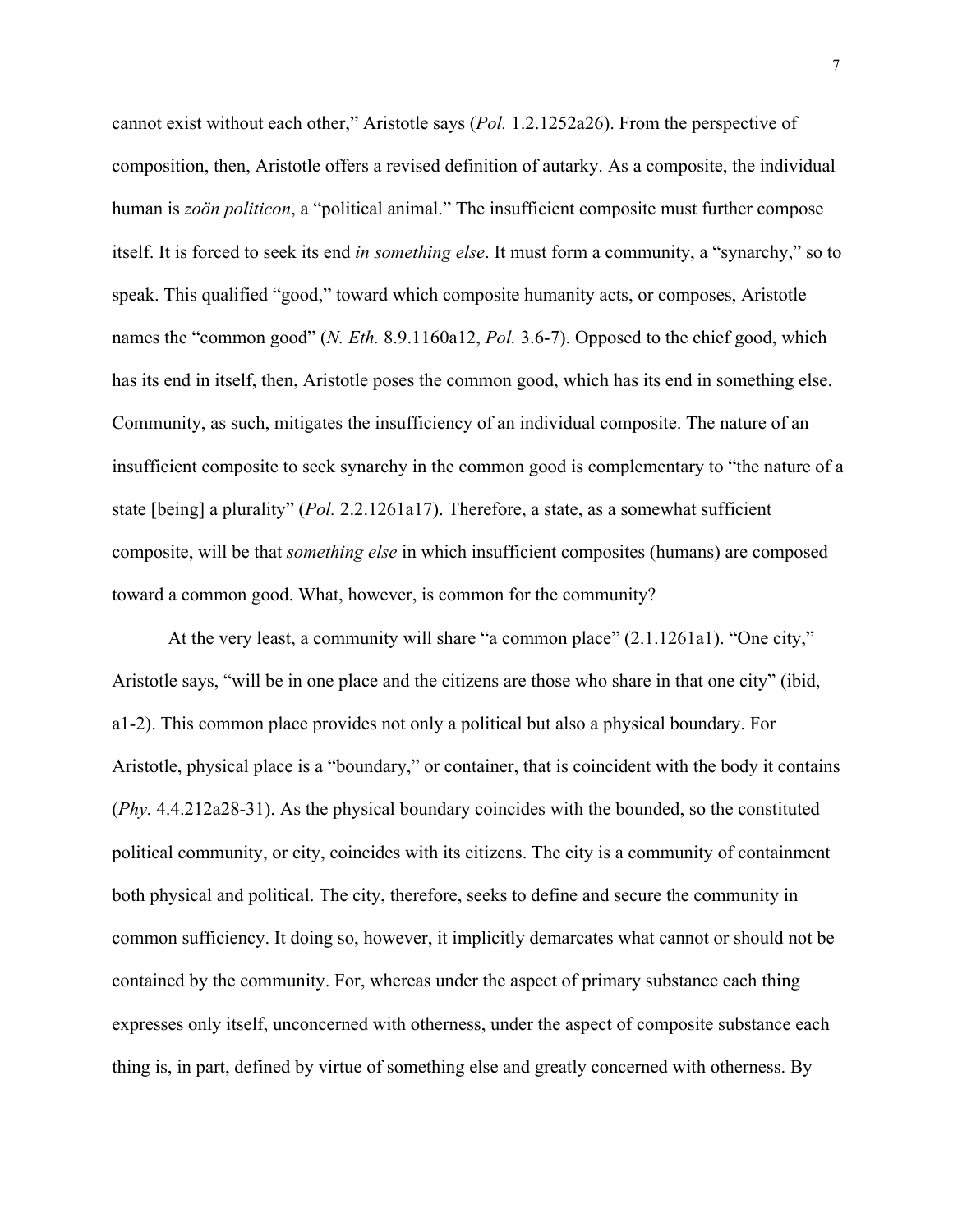cannot exist without each other," Aristotle says (*Pol.* 1.2.1252a26). From the perspective of composition, then, Aristotle offers a revised definition of autarky. As a composite, the individual human is *zoön politicon*, a "political animal." The insufficient composite must further compose itself. It is forced to seek its end *in something else*. It must form a community, a "synarchy," so to speak. This qualified "good," toward which composite humanity acts, or composes, Aristotle names the "common good" (*N. Eth.* 8.9.1160a12, *Pol.* 3.6-7). Opposed to the chief good, which has its end in itself, then, Aristotle poses the common good, which has its end in something else. Community, as such, mitigates the insufficiency of an individual composite. The nature of an insufficient composite to seek synarchy in the common good is complementary to "the nature of a state [being] a plurality" (*Pol.* 2.2.1261a17). Therefore, a state, as a somewhat sufficient composite, will be that *something else* in which insufficient composites (humans) are composed toward a common good. What, however, is common for the community?

At the very least, a community will share "a common place" (2.1.1261a1). "One city," Aristotle says, "will be in one place and the citizens are those who share in that one city" (ibid, a1-2). This common place provides not only a political but also a physical boundary. For Aristotle, physical place is a "boundary," or container, that is coincident with the body it contains (*Phy.* 4.4.212a28-31). As the physical boundary coincides with the bounded, so the constituted political community, or city, coincides with its citizens. The city is a community of containment both physical and political. The city, therefore, seeks to define and secure the community in common sufficiency. It doing so, however, it implicitly demarcates what cannot or should not be contained by the community. For, whereas under the aspect of primary substance each thing expresses only itself, unconcerned with otherness, under the aspect of composite substance each thing is, in part, defined by virtue of something else and greatly concerned with otherness. By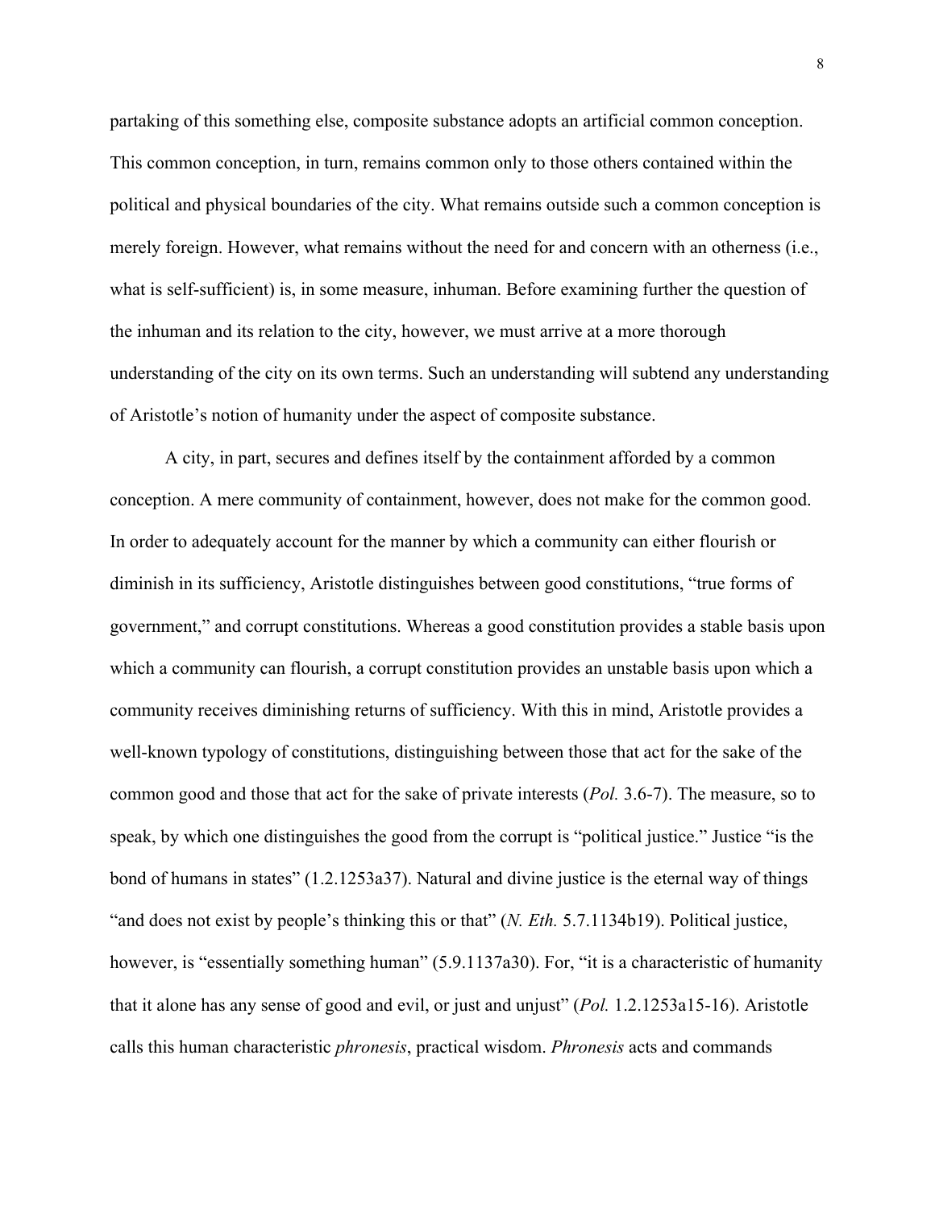partaking of this something else, composite substance adopts an artificial common conception. This common conception, in turn, remains common only to those others contained within the political and physical boundaries of the city. What remains outside such a common conception is merely foreign. However, what remains without the need for and concern with an otherness (i.e., what is self-sufficient) is, in some measure, inhuman. Before examining further the question of the inhuman and its relation to the city, however, we must arrive at a more thorough understanding of the city on its own terms. Such an understanding will subtend any understanding of Aristotle's notion of humanity under the aspect of composite substance.

A city, in part, secures and defines itself by the containment afforded by a common conception. A mere community of containment, however, does not make for the common good. In order to adequately account for the manner by which a community can either flourish or diminish in its sufficiency, Aristotle distinguishes between good constitutions, "true forms of government," and corrupt constitutions. Whereas a good constitution provides a stable basis upon which a community can flourish, a corrupt constitution provides an unstable basis upon which a community receives diminishing returns of sufficiency. With this in mind, Aristotle provides a well-known typology of constitutions, distinguishing between those that act for the sake of the common good and those that act for the sake of private interests (*Pol.* 3.6-7). The measure, so to speak, by which one distinguishes the good from the corrupt is "political justice." Justice "is the bond of humans in states" (1.2.1253a37). Natural and divine justice is the eternal way of things "and does not exist by people's thinking this or that" (*N. Eth.* 5.7.1134b19). Political justice, however, is "essentially something human" (5.9.1137a30). For, "it is a characteristic of humanity that it alone has any sense of good and evil, or just and unjust" (*Pol.* 1.2.1253a15-16). Aristotle calls this human characteristic *phronesis*, practical wisdom. *Phronesis* acts and commands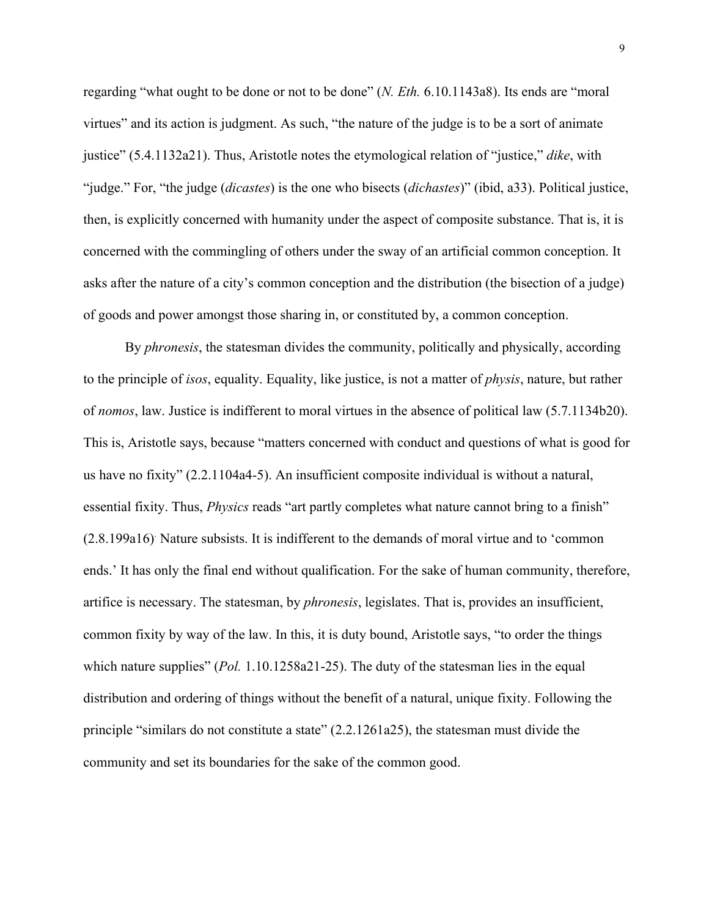regarding “what ought to be done or not to be done” (*N. Eth.* 6.10.1143a8). Its ends are “moral virtues” and its action is judgment. As such, “the nature of the judge is to be a sort of animate justice” (5.4.1132a21). Thus, Aristotle notes the etymological relation of “justice,” *dike*, with “judge.” For, “the judge (*dicastes*) is the one who bisects (*dichastes*)” (ibid, a33). Political justice, then, is explicitly concerned with humanity under the aspect of composite substance. That is, it is concerned with the commingling of others under the sway of an artificial common conception. It asks after the nature of a city’s common conception and the distribution (the bisection of a judge) of goods and power amongst those sharing in, or constituted by, a common conception.

By *phronesis*, the statesman divides the community, politically and physically, according to the principle of *isos*, equality. Equality, like justice, is not a matter of *physis*, nature, but rather of *nomos*, law. Justice is indifferent to moral virtues in the absence of political law (5.7.1134b20). This is, Aristotle says, because “matters concerned with conduct and questions of what is good for us have no fixity” (2.2.1104a4-5). An insufficient composite individual is without a natural, essential fixity. Thus, *Physics* reads “art partly completes what nature cannot bring to a finish” (2.8.199a16). Nature subsists. It is indifferent to the demands of moral virtue and to ‘common ends.’ It has only the final end without qualification. For the sake of human community, therefore, artifice is necessary. The statesman, by *phronesis*, legislates. That is, provides an insufficient, common fixity by way of the law. In this, it is duty bound, Aristotle says, “to order the things which nature supplies” (*Pol.* 1.10.1258a21-25). The duty of the statesman lies in the equal distribution and ordering of things without the benefit of a natural, unique fixity. Following the principle “similars do not constitute a state” (2.2.1261a25), the statesman must divide the community and set its boundaries for the sake of the common good.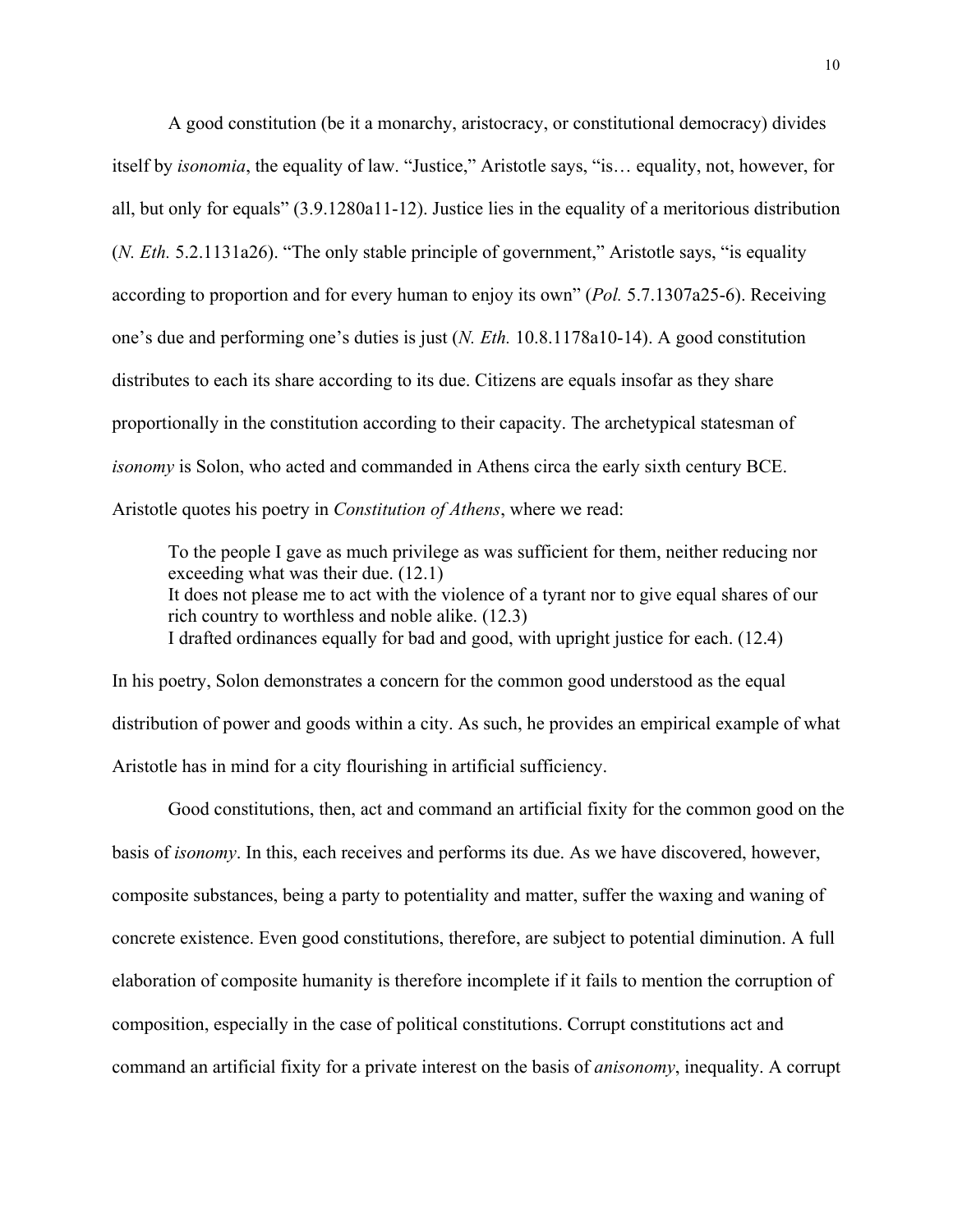A good constitution (be it a monarchy, aristocracy, or constitutional democracy) divides itself by *isonomia*, the equality of law. "Justice," Aristotle says, "is… equality, not, however, for all, but only for equals" (3.9.1280a11-12). Justice lies in the equality of a meritorious distribution (*N. Eth.* 5.2.1131a26). "The only stable principle of government," Aristotle says, "is equality according to proportion and for every human to enjoy its own" (*Pol.* 5.7.1307a25-6). Receiving one's due and performing one's duties is just (*N. Eth.* 10.8.1178a10-14). A good constitution distributes to each its share according to its due. Citizens are equals insofar as they share proportionally in the constitution according to their capacity. The archetypical statesman of *isonomy* is Solon, who acted and commanded in Athens circa the early sixth century BCE. Aristotle quotes his poetry in *Constitution of Athens*, where we read:

> To the people I gave as much privilege as was sufficient for them, neither reducing nor exceeding what was their due. (12.1)
> It does not please me to act with the violence of a tyrant nor to give equal shares of our rich country to worthless and noble alike. (12.3)
> I drafted ordinances equally for bad and good, with upright justice for each. (12.4)

In his poetry, Solon demonstrates a concern for the common good understood as the equal distribution of power and goods within a city. As such, he provides an empirical example of what Aristotle has in mind for a city flourishing in artificial sufficiency.

Good constitutions, then, act and command an artificial fixity for the common good on the basis of *isonomy*. In this, each receives and performs its due. As we have discovered, however, composite substances, being a party to potentiality and matter, suffer the waxing and waning of concrete existence. Even good constitutions, therefore, are subject to potential diminution. A full elaboration of composite humanity is therefore incomplete if it fails to mention the corruption of composition, especially in the case of political constitutions. Corrupt constitutions act and command an artificial fixity for a private interest on the basis of *anisonomy*, inequality. A corrupt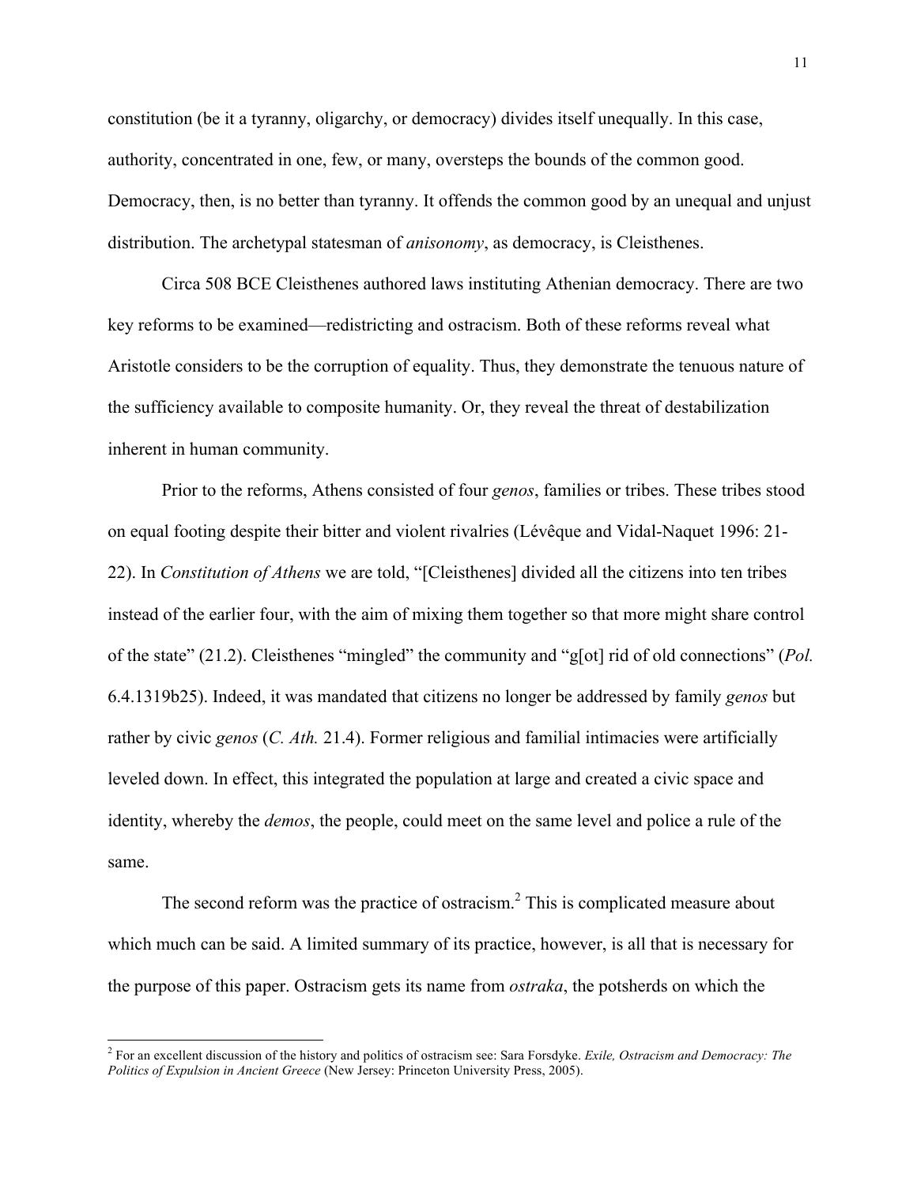constitution (be it a tyranny, oligarchy, or democracy) divides itself unequally. In this case, authority, concentrated in one, few, or many, oversteps the bounds of the common good. Democracy, then, is no better than tyranny. It offends the common good by an unequal and unjust distribution. The archetypal statesman of *anisonomy*, as democracy, is Cleisthenes.

Circa 508 BCE Cleisthenes authored laws instituting Athenian democracy. There are two key reforms to be examined—redistricting and ostracism. Both of these reforms reveal what Aristotle considers to be the corruption of equality. Thus, they demonstrate the tenuous nature of the sufficiency available to composite humanity. Or, they reveal the threat of destabilization inherent in human community.

Prior to the reforms, Athens consisted of four *genos*, families or tribes. These tribes stood on equal footing despite their bitter and violent rivalries (Lévêque and Vidal-Naquet 1996: 21-22). In *Constitution of Athens* we are told, "[Cleisthenes] divided all the citizens into ten tribes instead of the earlier four, with the aim of mixing them together so that more might share control of the state" (21.2). Cleisthenes "mingled" the community and "g[ot] rid of old connections" (*Pol.* 6.4.1319b25). Indeed, it was mandated that citizens no longer be addressed by family *genos* but rather by civic *genos* (*C. Ath.* 21.4). Former religious and familial intimacies were artificially leveled down. In effect, this integrated the population at large and created a civic space and identity, whereby the *demos*, the people, could meet on the same level and police a rule of the same.

The second reform was the practice of ostracism.[2] This is complicated measure about which much can be said. A limited summary of its practice, however, is all that is necessary for the purpose of this paper. Ostracism gets its name from *ostraka*, the potsherds on which the

---

[2] For an excellent discussion of the history and politics of ostracism see: Sara Forsdyke. *Exile, Ostracism and Democracy: The Politics of Expulsion in Ancient Greece* (New Jersey: Princeton University Press, 2005).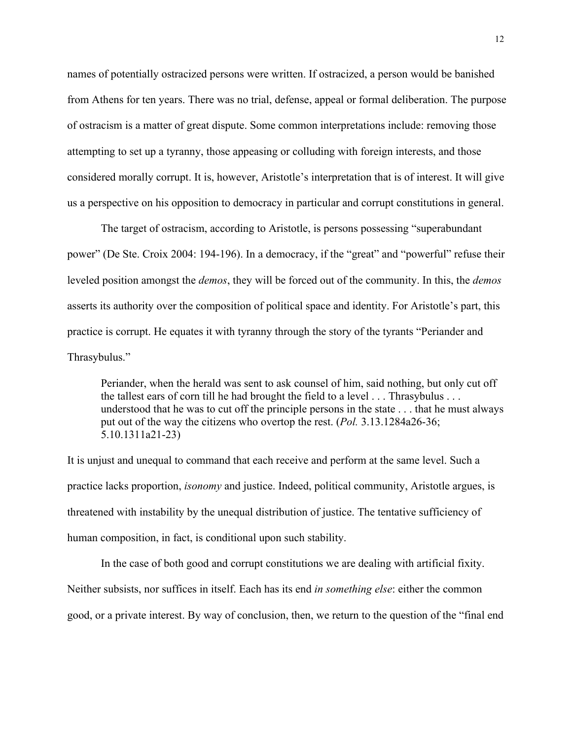names of potentially ostracized persons were written. If ostracized, a person would be banished from Athens for ten years. There was no trial, defense, appeal or formal deliberation. The purpose of ostracism is a matter of great dispute. Some common interpretations include: removing those attempting to set up a tyranny, those appeasing or colluding with foreign interests, and those considered morally corrupt. It is, however, Aristotle's interpretation that is of interest. It will give us a perspective on his opposition to democracy in particular and corrupt constitutions in general.

The target of ostracism, according to Aristotle, is persons possessing "superabundant power" (De Ste. Croix 2004: 194-196). In a democracy, if the "great" and "powerful" refuse their leveled position amongst the *demos*, they will be forced out of the community. In this, the *demos* asserts its authority over the composition of political space and identity. For Aristotle's part, this practice is corrupt. He equates it with tyranny through the story of the tyrants "Periander and Thrasybulus."

> Periander, when the herald was sent to ask counsel of him, said nothing, but only cut off the tallest ears of corn till he had brought the field to a level . . . Thrasybulus . . . understood that he was to cut off the principle persons in the state . . . that he must always put out of the way the citizens who overtop the rest. (*Pol.* 3.13.1284a26-36; 5.10.1311a21-23)

It is unjust and unequal to command that each receive and perform at the same level. Such a practice lacks proportion, *isonomy* and justice. Indeed, political community, Aristotle argues, is threatened with instability by the unequal distribution of justice. The tentative sufficiency of human composition, in fact, is conditional upon such stability.

In the case of both good and corrupt constitutions we are dealing with artificial fixity. Neither subsists, nor suffices in itself. Each has its end *in something else*: either the common good, or a private interest. By way of conclusion, then, we return to the question of the "final end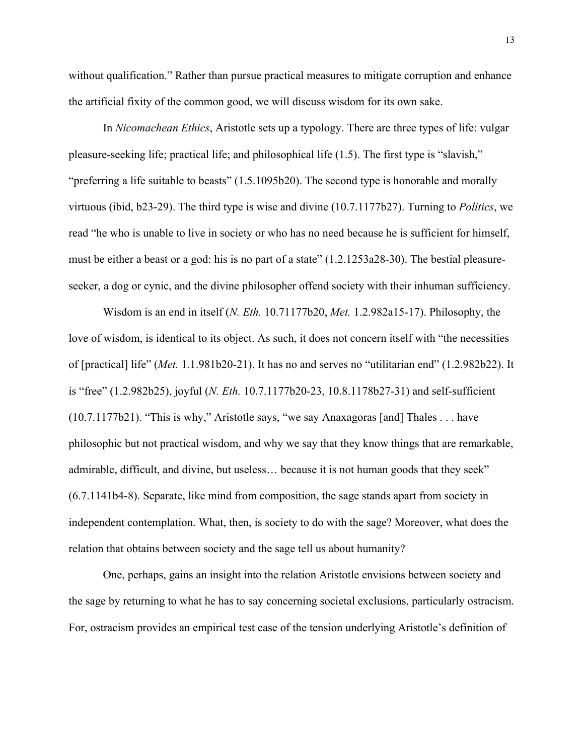without qualification." Rather than pursue practical measures to mitigate corruption and enhance the artificial fixity of the common good, we will discuss wisdom for its own sake.

In *Nicomachean Ethics*, Aristotle sets up a typology. There are three types of life: vulgar pleasure-seeking life; practical life; and philosophical life (1.5). The first type is "slavish," "preferring a life suitable to beasts" (1.5.1095b20). The second type is honorable and morally virtuous (ibid, b23-29). The third type is wise and divine (10.7.1177b27). Turning to *Politics*, we read "he who is unable to live in society or who has no need because he is sufficient for himself, must be either a beast or a god: his is no part of a state" (1.2.1253a28-30). The bestial pleasure-seeker, a dog or cynic, and the divine philosopher offend society with their inhuman sufficiency.

Wisdom is an end in itself (*N. Eth.* 10.71177b20, *Met.* 1.2.982a15-17). Philosophy, the love of wisdom, is identical to its object. As such, it does not concern itself with "the necessities of [practical] life" (*Met.* 1.1.981b20-21). It has no and serves no "utilitarian end" (1.2.982b22). It is "free" (1.2.982b25), joyful (*N. Eth.* 10.7.1177b20-23, 10.8.1178b27-31) and self-sufficient (10.7.1177b21). "This is why," Aristotle says, "we say Anaxagoras [and] Thales . . . have philosophic but not practical wisdom, and why we say that they know things that are remarkable, admirable, difficult, and divine, but useless… because it is not human goods that they seek" (6.7.1141b4-8). Separate, like mind from composition, the sage stands apart from society in independent contemplation. What, then, is society to do with the sage? Moreover, what does the relation that obtains between society and the sage tell us about humanity?

One, perhaps, gains an insight into the relation Aristotle envisions between society and the sage by returning to what he has to say concerning societal exclusions, particularly ostracism. For, ostracism provides an empirical test case of the tension underlying Aristotle's definition of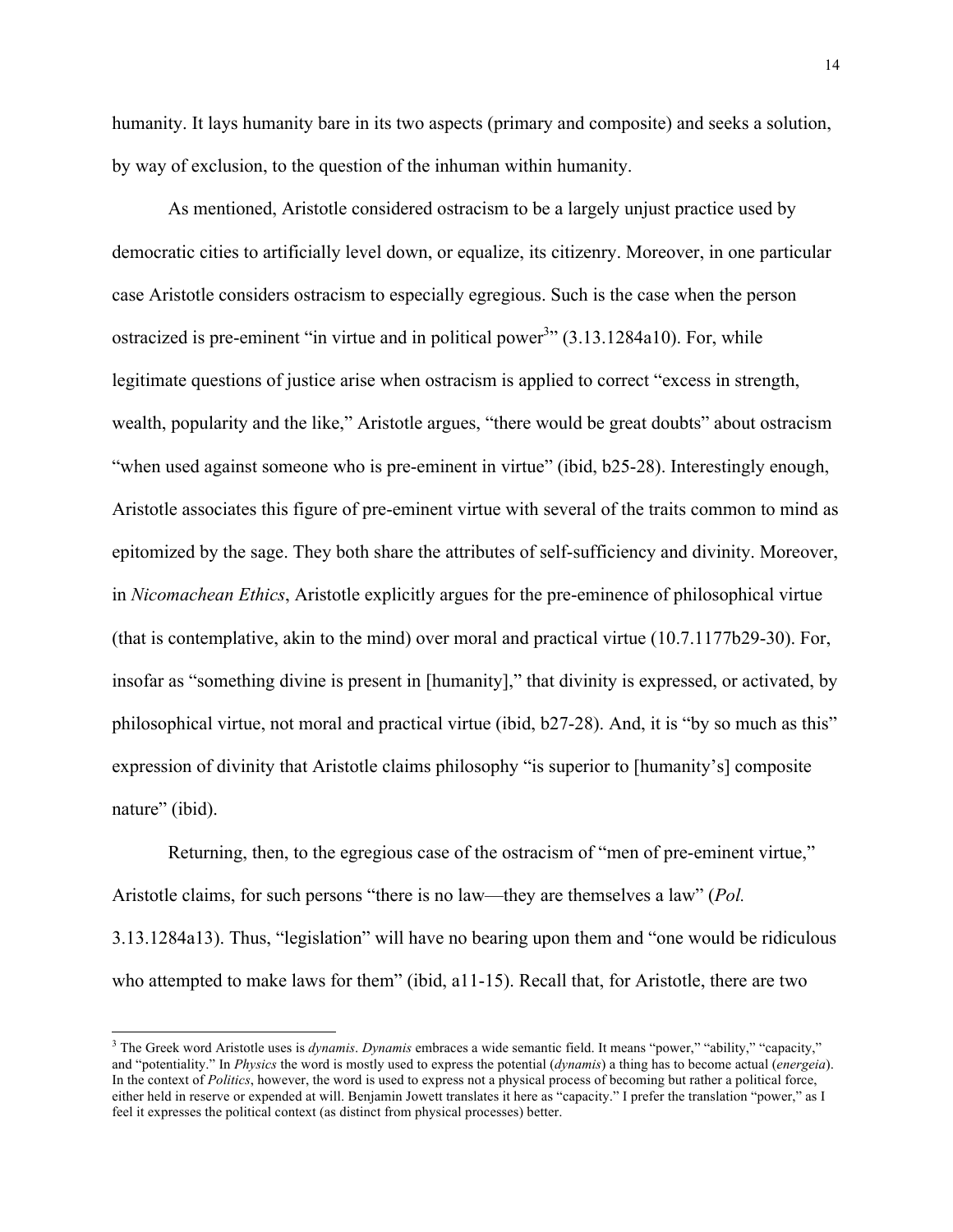humanity. It lays humanity bare in its two aspects (primary and composite) and seeks a solution, by way of exclusion, to the question of the inhuman within humanity.

As mentioned, Aristotle considered ostracism to be a largely unjust practice used by democratic cities to artificially level down, or equalize, its citizenry. Moreover, in one particular case Aristotle considers ostracism to especially egregious. Such is the case when the person ostracized is pre-eminent "in virtue and in political power[3]" (3.13.1284a10). For, while legitimate questions of justice arise when ostracism is applied to correct "excess in strength, wealth, popularity and the like," Aristotle argues, "there would be great doubts" about ostracism "when used against someone who is pre-eminent in virtue" (ibid, b25-28). Interestingly enough, Aristotle associates this figure of pre-eminent virtue with several of the traits common to mind as epitomized by the sage. They both share the attributes of self-sufficiency and divinity. Moreover, in *Nicomachean Ethics*, Aristotle explicitly argues for the pre-eminence of philosophical virtue (that is contemplative, akin to the mind) over moral and practical virtue (10.7.1177b29-30). For, insofar as "something divine is present in [humanity]," that divinity is expressed, or activated, by philosophical virtue, not moral and practical virtue (ibid, b27-28). And, it is "by so much as this" expression of divinity that Aristotle claims philosophy "is superior to [humanity's] composite nature" (ibid).

Returning, then, to the egregious case of the ostracism of "men of pre-eminent virtue," Aristotle claims, for such persons "there is no law—they are themselves a law" (*Pol.* 3.13.1284a13). Thus, "legislation" will have no bearing upon them and "one would be ridiculous who attempted to make laws for them" (ibid, a11-15). Recall that, for Aristotle, there are two

---

[3] The Greek word Aristotle uses is *dynamis*. *Dynamis* embraces a wide semantic field. It means "power," "ability," "capacity," and "potentiality." In *Physics* the word is mostly used to express the potential (*dynamis*) a thing has to become actual (*energeia*). In the context of *Politics*, however, the word is used to express not a physical process of becoming but rather a political force, either held in reserve or expended at will. Benjamin Jowett translates it here as "capacity." I prefer the translation "power," as I feel it expresses the political context (as distinct from physical processes) better.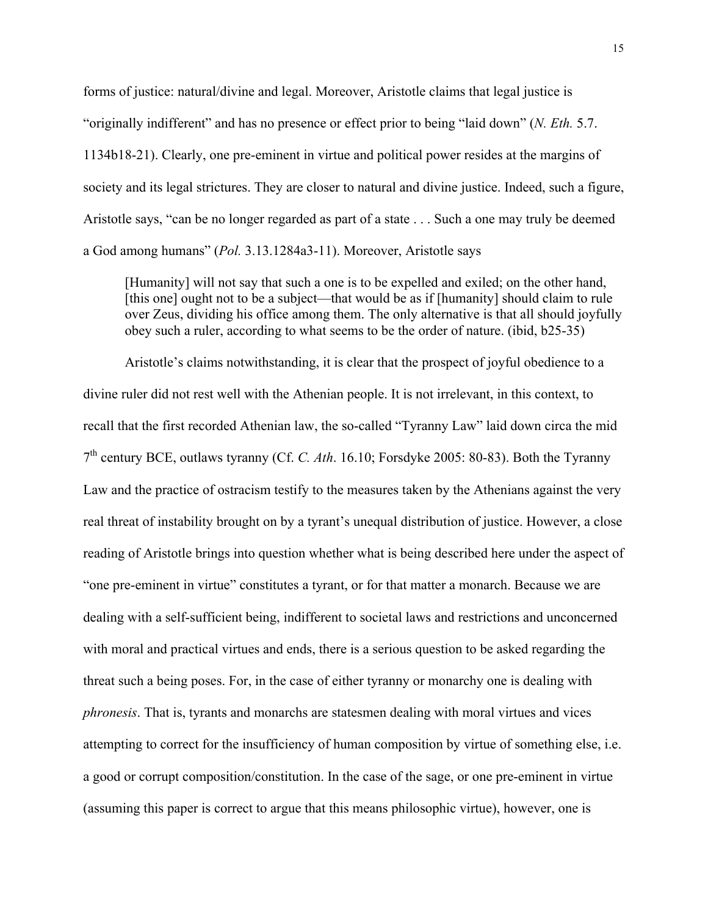forms of justice: natural/divine and legal. Moreover, Aristotle claims that legal justice is "originally indifferent" and has no presence or effect prior to being "laid down" (*N. Eth.* 5.7. 1134b18-21). Clearly, one pre-eminent in virtue and political power resides at the margins of society and its legal strictures. They are closer to natural and divine justice. Indeed, such a figure, Aristotle says, "can be no longer regarded as part of a state . . . Such a one may truly be deemed a God among humans" (*Pol.* 3.13.1284a3-11). Moreover, Aristotle says

> [Humanity] will not say that such a one is to be expelled and exiled; on the other hand, [this one] ought not to be a subject—that would be as if [humanity] should claim to rule over Zeus, dividing his office among them. The only alternative is that all should joyfully obey such a ruler, according to what seems to be the order of nature. (ibid, b25-35)

Aristotle's claims notwithstanding, it is clear that the prospect of joyful obedience to a divine ruler did not rest well with the Athenian people. It is not irrelevant, in this context, to recall that the first recorded Athenian law, the so-called "Tyranny Law" laid down circa the mid 7th century BCE, outlaws tyranny (Cf. *C. Ath*. 16.10; Forsdyke 2005: 80-83). Both the Tyranny Law and the practice of ostracism testify to the measures taken by the Athenians against the very real threat of instability brought on by a tyrant's unequal distribution of justice. However, a close reading of Aristotle brings into question whether what is being described here under the aspect of "one pre-eminent in virtue" constitutes a tyrant, or for that matter a monarch. Because we are dealing with a self-sufficient being, indifferent to societal laws and restrictions and unconcerned with moral and practical virtues and ends, there is a serious question to be asked regarding the threat such a being poses. For, in the case of either tyranny or monarchy one is dealing with *phronesis*. That is, tyrants and monarchs are statesmen dealing with moral virtues and vices attempting to correct for the insufficiency of human composition by virtue of something else, i.e. a good or corrupt composition/constitution. In the case of the sage, or one pre-eminent in virtue (assuming this paper is correct to argue that this means philosophic virtue), however, one is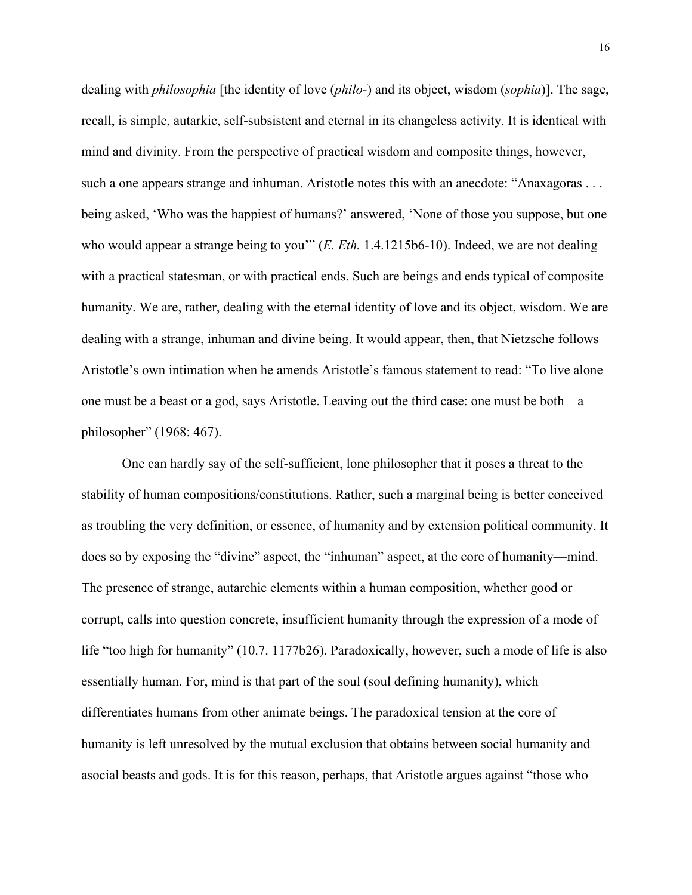dealing with *philosophia* [the identity of love (*philo-*) and its object, wisdom (*sophia*)]. The sage, recall, is simple, autarkic, self-subsistent and eternal in its changeless activity. It is identical with mind and divinity. From the perspective of practical wisdom and composite things, however, such a one appears strange and inhuman. Aristotle notes this with an anecdote: "Anaxagoras . . . being asked, 'Who was the happiest of humans?' answered, 'None of those you suppose, but one who would appear a strange being to you'" (*E. Eth.* 1.4.1215b6-10). Indeed, we are not dealing with a practical statesman, or with practical ends. Such are beings and ends typical of composite humanity. We are, rather, dealing with the eternal identity of love and its object, wisdom. We are dealing with a strange, inhuman and divine being. It would appear, then, that Nietzsche follows Aristotle's own intimation when he amends Aristotle's famous statement to read: "To live alone one must be a beast or a god, says Aristotle. Leaving out the third case: one must be both—a philosopher" (1968: 467).

One can hardly say of the self-sufficient, lone philosopher that it poses a threat to the stability of human compositions/constitutions. Rather, such a marginal being is better conceived as troubling the very definition, or essence, of humanity and by extension political community. It does so by exposing the "divine" aspect, the "inhuman" aspect, at the core of humanity—mind. The presence of strange, autarchic elements within a human composition, whether good or corrupt, calls into question concrete, insufficient humanity through the expression of a mode of life "too high for humanity" (10.7. 1177b26). Paradoxically, however, such a mode of life is also essentially human. For, mind is that part of the soul (soul defining humanity), which differentiates humans from other animate beings. The paradoxical tension at the core of humanity is left unresolved by the mutual exclusion that obtains between social humanity and asocial beasts and gods. It is for this reason, perhaps, that Aristotle argues against "those who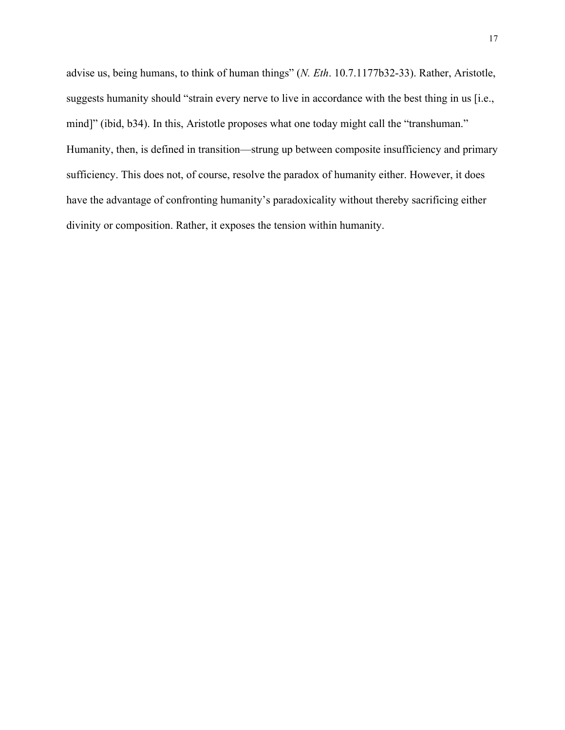advise us, being humans, to think of human things" (*N. Eth*. 10.7.1177b32-33). Rather, Aristotle, suggests humanity should "strain every nerve to live in accordance with the best thing in us [i.e., mind]" (ibid, b34). In this, Aristotle proposes what one today might call the "transhuman." Humanity, then, is defined in transition—strung up between composite insufficiency and primary sufficiency. This does not, of course, resolve the paradox of humanity either. However, it does have the advantage of confronting humanity's paradoxicality without thereby sacrificing either divinity or composition. Rather, it exposes the tension within humanity.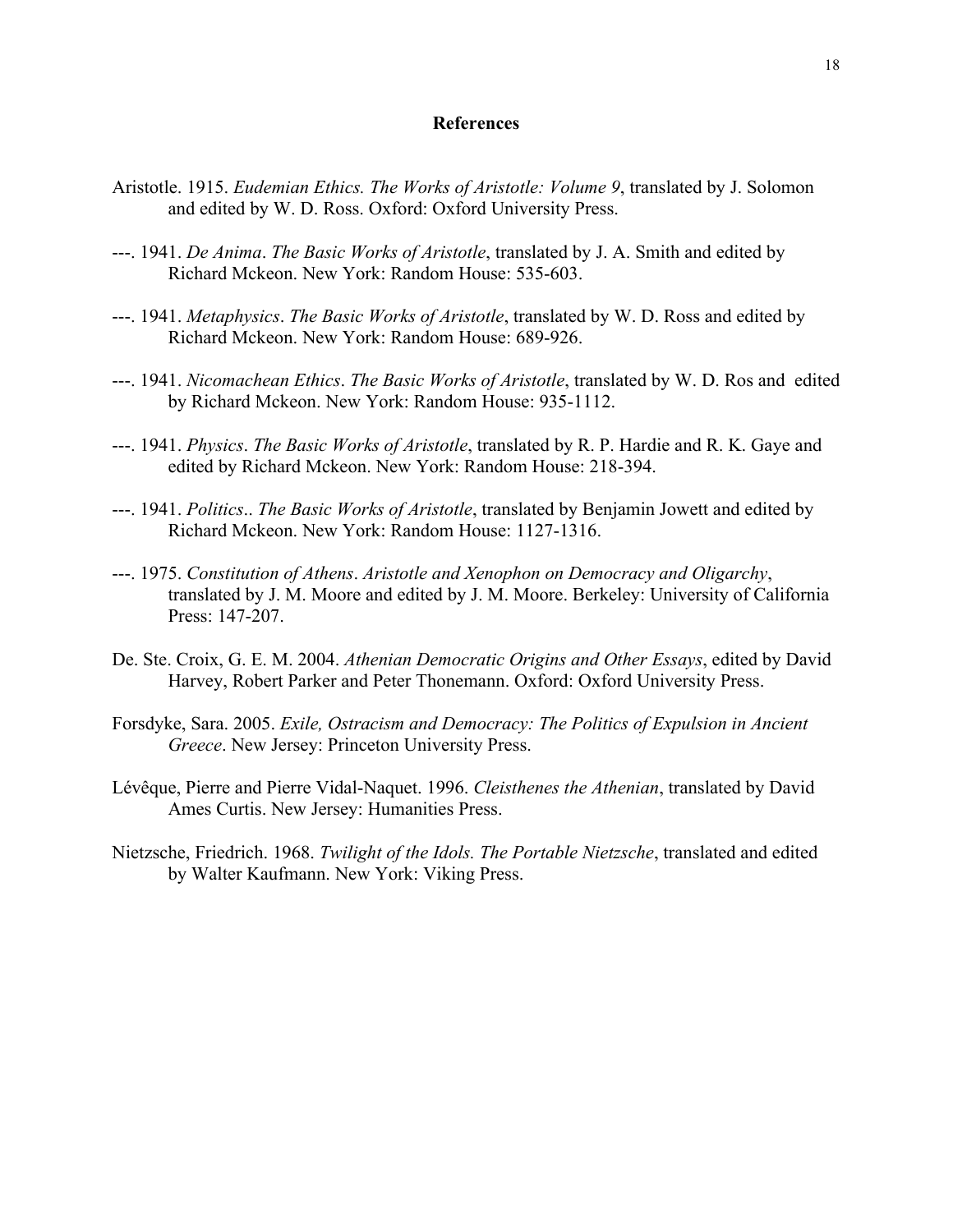## References

Aristotle. 1915. *Eudemian Ethics. The Works of Aristotle: Volume 9*, translated by J. Solomon and edited by W. D. Ross. Oxford: Oxford University Press.

---. 1941. *De Anima*. *The Basic Works of Aristotle*, translated by J. A. Smith and edited by Richard Mckeon. New York: Random House: 535-603.

---. 1941. *Metaphysics*. *The Basic Works of Aristotle*, translated by W. D. Ross and edited by Richard Mckeon. New York: Random House: 689-926.

---. 1941. *Nicomachean Ethics*. *The Basic Works of Aristotle*, translated by W. D. Ros and edited by Richard Mckeon. New York: Random House: 935-1112.

---. 1941. *Physics*. *The Basic Works of Aristotle*, translated by R. P. Hardie and R. K. Gaye and edited by Richard Mckeon. New York: Random House: 218-394.

---. 1941. *Politics*.. *The Basic Works of Aristotle*, translated by Benjamin Jowett and edited by Richard Mckeon. New York: Random House: 1127-1316.

---. 1975. *Constitution of Athens*. *Aristotle and Xenophon on Democracy and Oligarchy*, translated by J. M. Moore and edited by J. M. Moore. Berkeley: University of California Press: 147-207.

De. Ste. Croix, G. E. M. 2004. *Athenian Democratic Origins and Other Essays*, edited by David Harvey, Robert Parker and Peter Thonemann. Oxford: Oxford University Press.

Forsdyke, Sara. 2005. *Exile, Ostracism and Democracy: The Politics of Expulsion in Ancient Greece*. New Jersey: Princeton University Press.

Lévêque, Pierre and Pierre Vidal-Naquet. 1996. *Cleisthenes the Athenian*, translated by David Ames Curtis. New Jersey: Humanities Press.

Nietzsche, Friedrich. 1968. *Twilight of the Idols. The Portable Nietzsche*, translated and edited by Walter Kaufmann. New York: Viking Press.